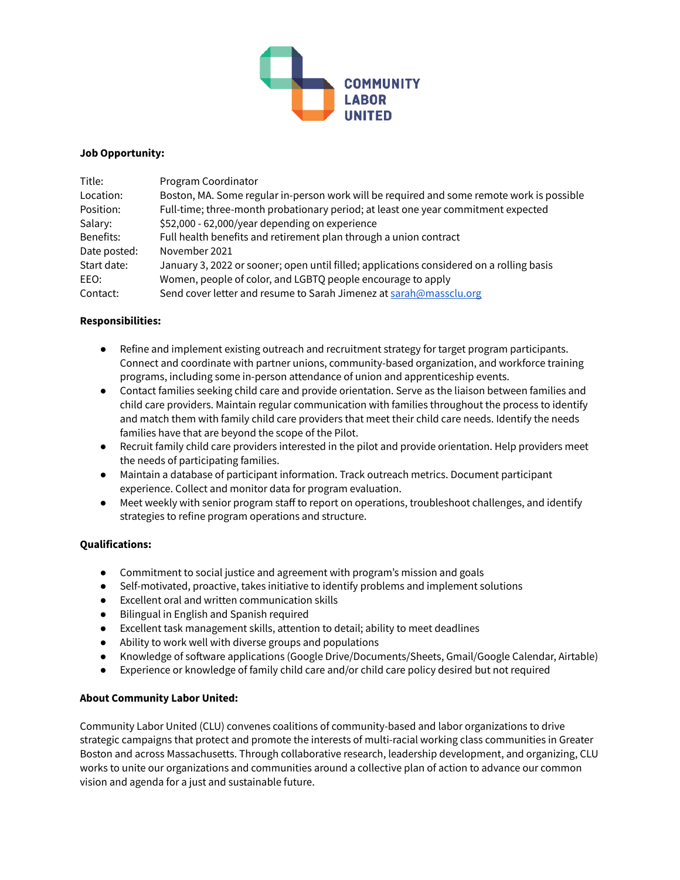COMMUNITY LABOR UNITED

**Job Opportunity:**

| | |
|---|---|
| Title: | Program Coordinator |
| Location: | Boston, MA. Some regular in-person work will be required and some remote work is possible |
| Position: | Full-time; three-month probationary period; at least one year commitment expected |
| Salary: | $52,000 - 62,000/year depending on experience |
| Benefits: | Full health benefits and retirement plan through a union contract |
| Date posted: | November 2021 |
| Start date: | January 3, 2022 or sooner; open until filled; applications considered on a rolling basis |
| EEO: | Women, people of color, and LGBTQ people encourage to apply |
| Contact: | Send cover letter and resume to Sarah Jimenez at sarah@massclu.org |

**Responsibilities:**

- Refine and implement existing outreach and recruitment strategy for target program participants. Connect and coordinate with partner unions, community-based organization, and workforce training programs, including some in-person attendance of union and apprenticeship events.
- Contact families seeking child care and provide orientation. Serve as the liaison between families and child care providers. Maintain regular communication with families throughout the process to identify and match them with family child care providers that meet their child care needs. Identify the needs families have that are beyond the scope of the Pilot.
- Recruit family child care providers interested in the pilot and provide orientation. Help providers meet the needs of participating families.
- Maintain a database of participant information. Track outreach metrics. Document participant experience. Collect and monitor data for program evaluation.
- Meet weekly with senior program staff to report on operations, troubleshoot challenges, and identify strategies to refine program operations and structure.

**Qualifications:**

- Commitment to social justice and agreement with program's mission and goals
- Self-motivated, proactive, takes initiative to identify problems and implement solutions
- Excellent oral and written communication skills
- Bilingual in English and Spanish required
- Excellent task management skills, attention to detail; ability to meet deadlines
- Ability to work well with diverse groups and populations
- Knowledge of software applications (Google Drive/Documents/Sheets, Gmail/Google Calendar, Airtable)
- Experience or knowledge of family child care and/or child care policy desired but not required

**About Community Labor United:**

Community Labor United (CLU) convenes coalitions of community-based and labor organizations to drive strategic campaigns that protect and promote the interests of multi-racial working class communities in Greater Boston and across Massachusetts. Through collaborative research, leadership development, and organizing, CLU works to unite our organizations and communities around a collective plan of action to advance our common vision and agenda for a just and sustainable future.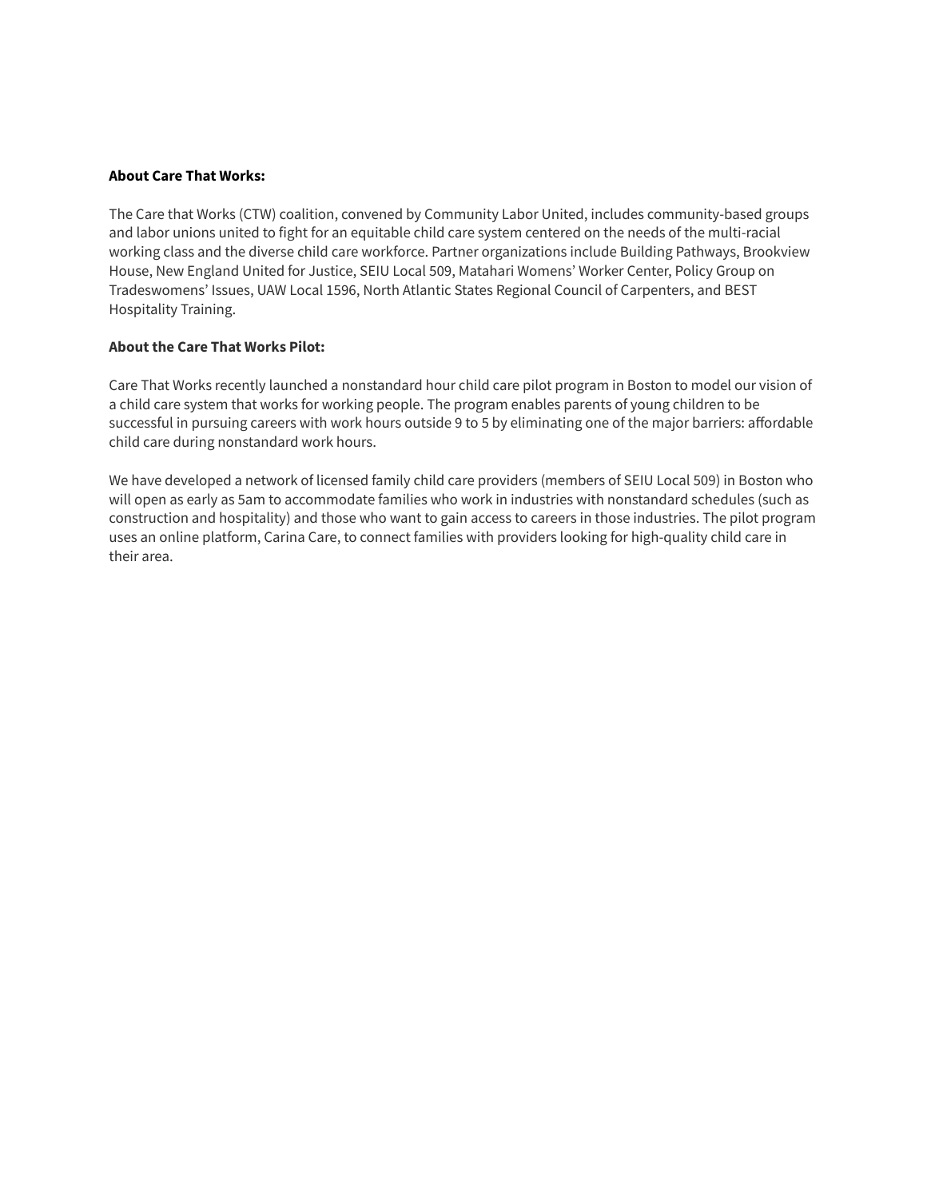**About Care That Works:**

The Care that Works (CTW) coalition, convened by Community Labor United, includes community-based groups and labor unions united to fight for an equitable child care system centered on the needs of the multi-racial working class and the diverse child care workforce. Partner organizations include Building Pathways, Brookview House, New England United for Justice, SEIU Local 509, Matahari Womens' Worker Center, Policy Group on Tradeswomens' Issues, UAW Local 1596, North Atlantic States Regional Council of Carpenters, and BEST Hospitality Training.

**About the Care That Works Pilot:**

Care That Works recently launched a nonstandard hour child care pilot program in Boston to model our vision of a child care system that works for working people. The program enables parents of young children to be successful in pursuing careers with work hours outside 9 to 5 by eliminating one of the major barriers: affordable child care during nonstandard work hours.

We have developed a network of licensed family child care providers (members of SEIU Local 509) in Boston who will open as early as 5am to accommodate families who work in industries with nonstandard schedules (such as construction and hospitality) and those who want to gain access to careers in those industries. The pilot program uses an online platform, Carina Care, to connect families with providers looking for high-quality child care in their area.